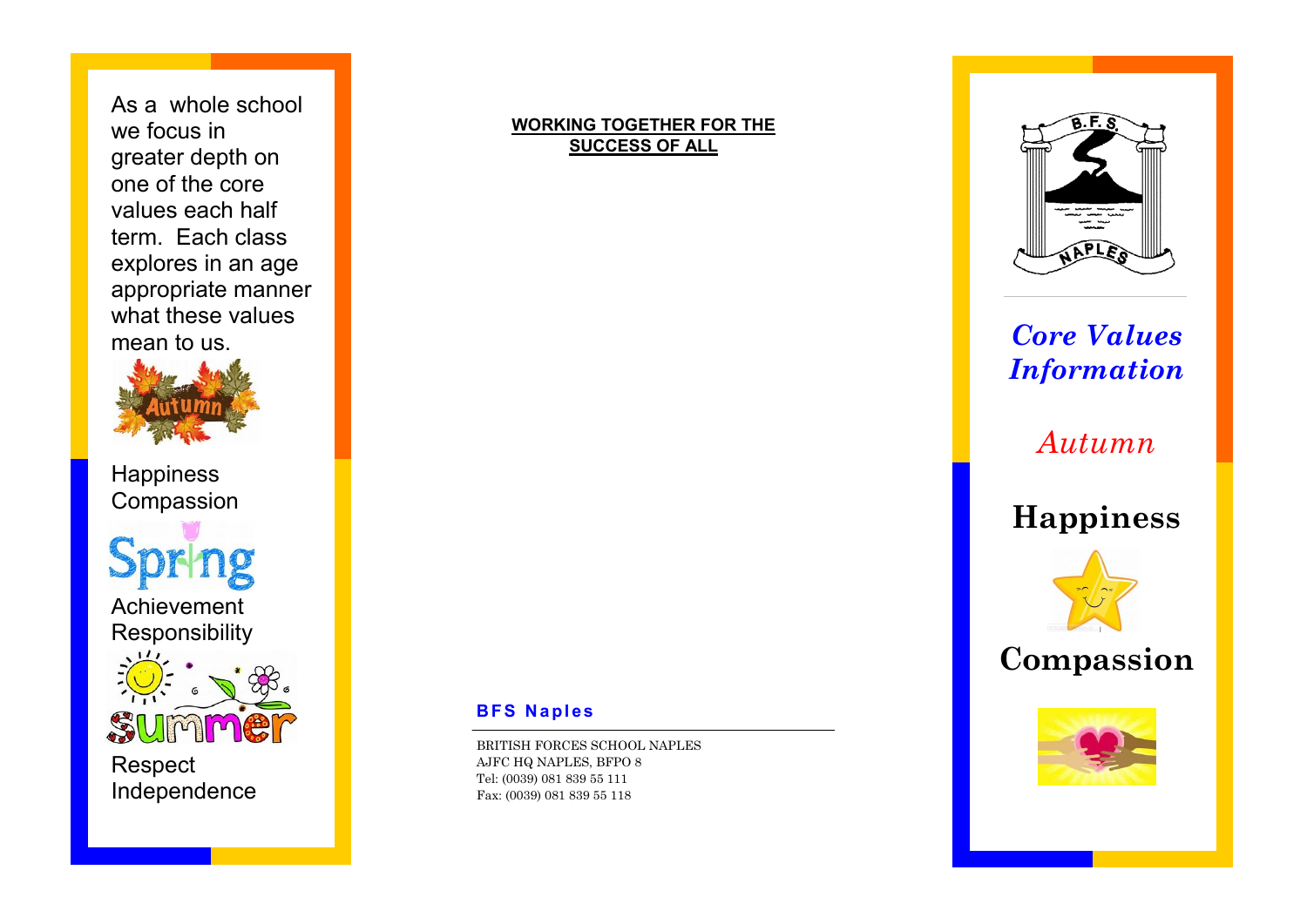As a whole school we focus in greater depth on one of the core values each half term. Each class explores in an age appropriate manner what these values mean to us.

Autumn

Happiness
Compassion

Spring

Achievement
Responsibility

Summer

Respect
Independence

**WORKING TOGETHER FOR THE SUCCESS OF ALL**

**BFS Naples**

BRITISH FORCES SCHOOL NAPLES
AJFC HQ NAPLES, BFPO 8
Tel: (0039) 081 839 55 111
Fax: (0039) 081 839 55 118

B.F.S. NAPLES

# *Core Values Information*

*Autumn*

## Happiness

## Compassion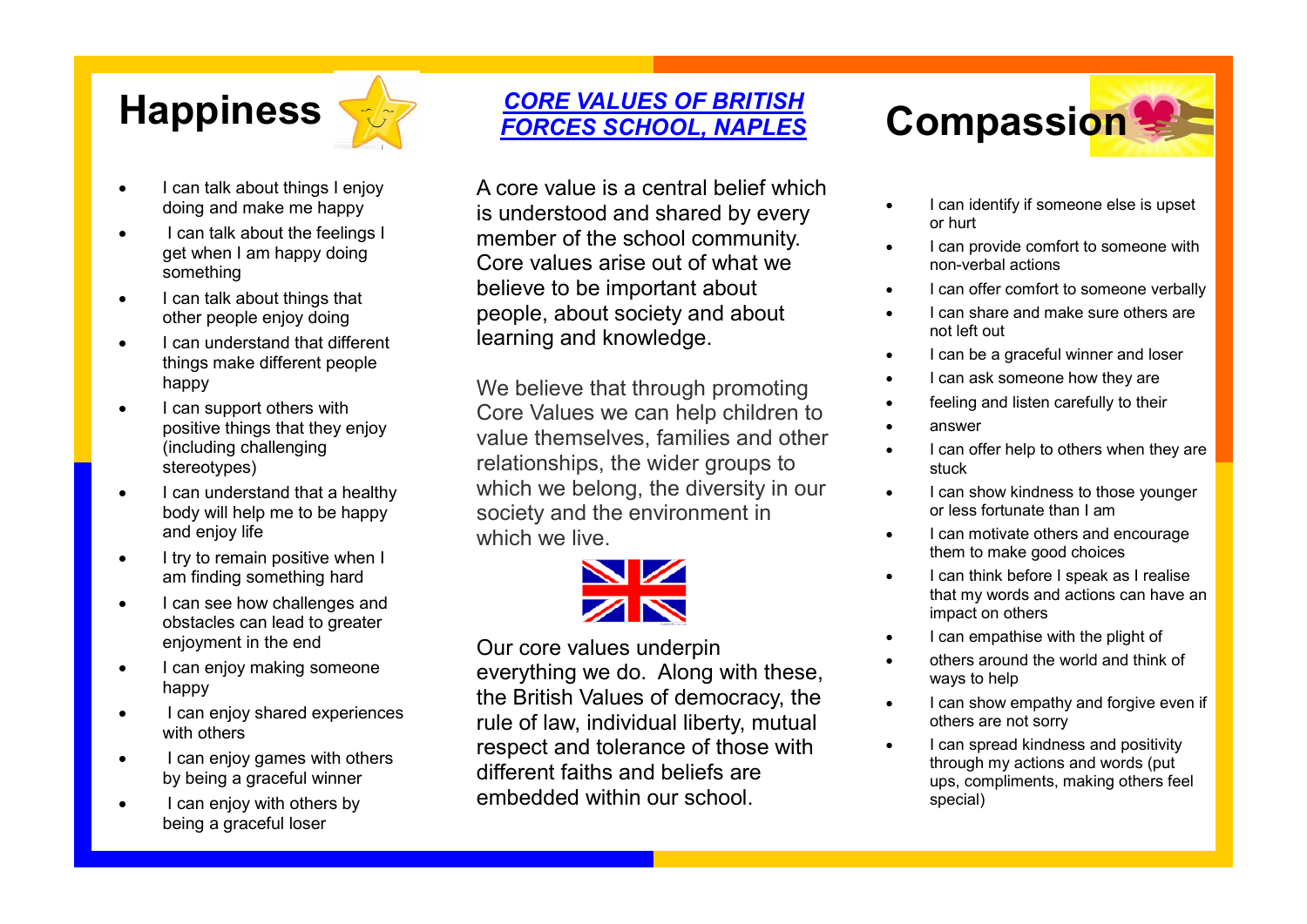# Happiness

- I can talk about things I enjoy doing and make me happy
- I can talk about the feelings I get when I am happy doing something
- I can talk about things that other people enjoy doing
- I can understand that different things make different people happy
- I can support others with positive things that they enjoy (including challenging stereotypes)
- I can understand that a healthy body will help me to be happy and enjoy life
- I try to remain positive when I am finding something hard
- I can see how challenges and obstacles can lead to greater enjoyment in the end
- I can enjoy making someone happy
- I can enjoy shared experiences with others
- I can enjoy games with others by being a graceful winner
- I can enjoy with others by being a graceful loser

## *CORE VALUES OF BRITISH FORCES SCHOOL, NAPLES*

A core value is a central belief which is understood and shared by every member of the school community. Core values arise out of what we believe to be important about people, about society and about learning and knowledge.

We believe that through promoting Core Values we can help children to value themselves, families and other relationships, the wider groups to which we belong, the diversity in our society and the environment in which we live.

Our core values underpin everything we do. Along with these, the British Values of democracy, the rule of law, individual liberty, mutual respect and tolerance of those with different faiths and beliefs are embedded within our school.

# Compassion

- I can identify if someone else is upset or hurt
- I can provide comfort to someone with non-verbal actions
- I can offer comfort to someone verbally
- I can share and make sure others are not left out
- I can be a graceful winner and loser
- I can ask someone how they are
- feeling and listen carefully to their
- answer
- I can offer help to others when they are stuck
- I can show kindness to those younger or less fortunate than I am
- I can motivate others and encourage them to make good choices
- I can think before I speak as I realise that my words and actions can have an impact on others
- I can empathise with the plight of
- others around the world and think of ways to help
- I can show empathy and forgive even if others are not sorry
- I can spread kindness and positivity through my actions and words (put ups, compliments, making others feel special)